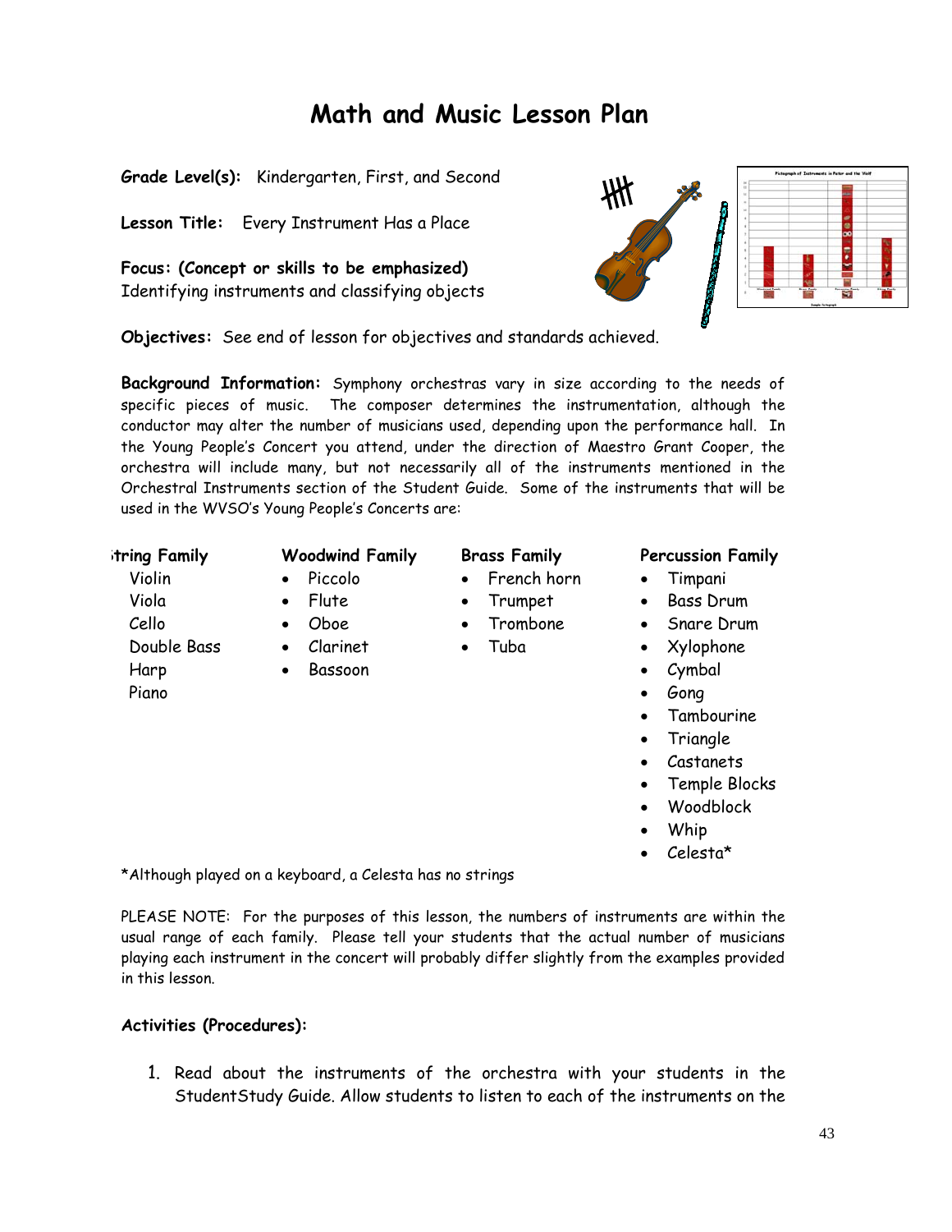# Math and Music Lesson Plan

**Grade Level(s):** Kindergarten, First, and Second

**Lesson Title:** Every Instrument Has a Place

**Focus: (Concept or skills to be emphasized)**
Identifying instruments and classifying objects

**Objectives:** See end of lesson for objectives and standards achieved.

**Background Information:** Symphony orchestras vary in size according to the needs of specific pieces of music. The composer determines the instrumentation, although the conductor may alter the number of musicians used, depending upon the performance hall. In the Young People's Concert you attend, under the direction of Maestro Grant Cooper, the orchestra will include many, but not necessarily all of the instruments mentioned in the Orchestral Instruments section of the Student Guide. Some of the instruments that will be used in the WVSO's Young People's Concerts are:

**String Family**
- Violin
- Viola
- Cello
- Double Bass
- Harp
- Piano

**Woodwind Family**
- Piccolo
- Flute
- Oboe
- Clarinet
- Bassoon

**Brass Family**
- French horn
- Trumpet
- Trombone
- Tuba

**Percussion Family**
- Timpani
- Bass Drum
- Snare Drum
- Xylophone
- Cymbal
- Gong
- Tambourine
- Triangle
- Castanets
- Temple Blocks
- Woodblock
- Whip
- Celesta*

*Although played on a keyboard, a Celesta has no strings

PLEASE NOTE: For the purposes of this lesson, the numbers of instruments are within the usual range of each family. Please tell your students that the actual number of musicians playing each instrument in the concert will probably differ slightly from the examples provided in this lesson.

**Activities (Procedures):**

1. Read about the instruments of the orchestra with your students in the StudentStudy Guide. Allow students to listen to each of the instruments on the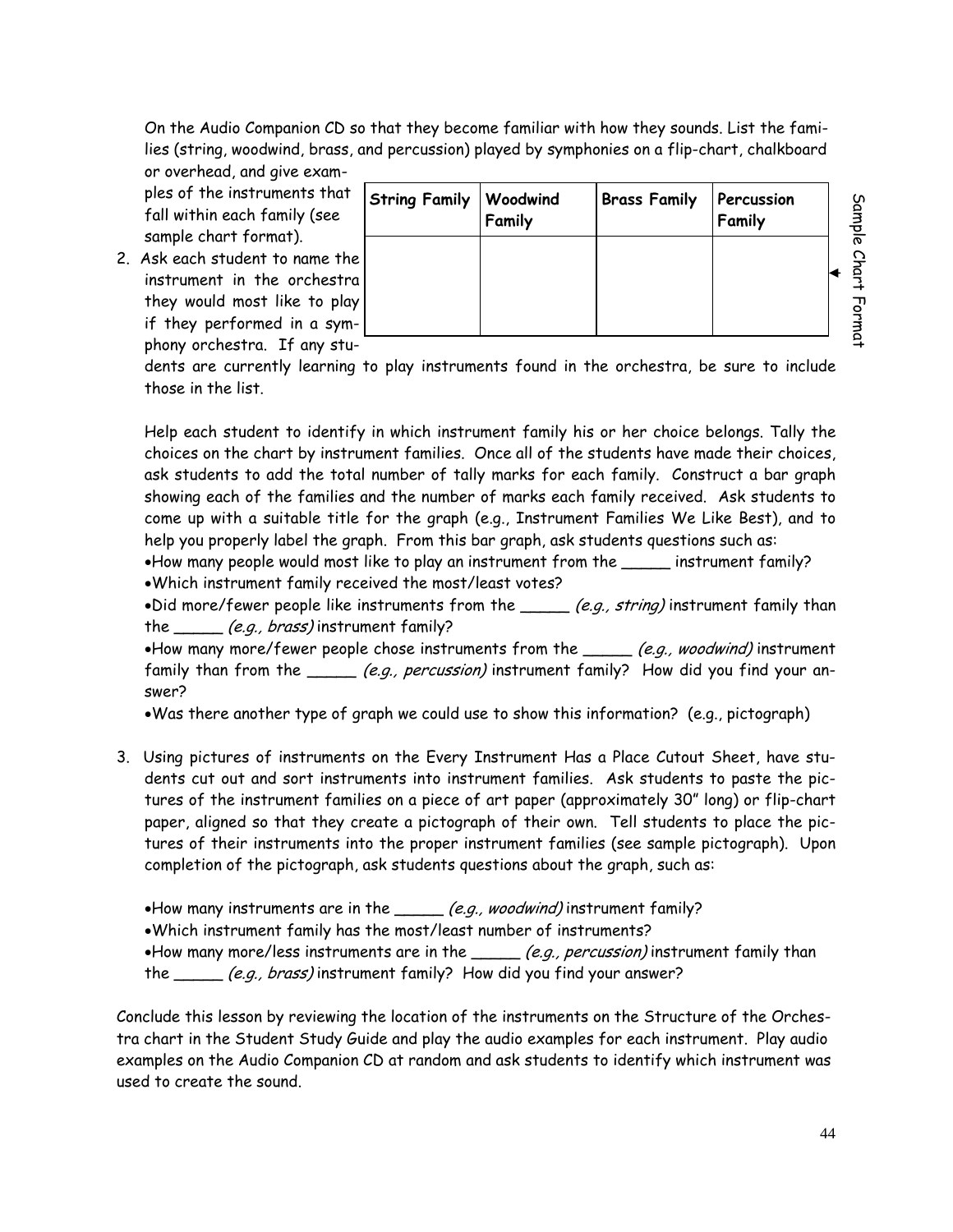On the Audio Companion CD so that they become familiar with how they sounds. List the families (string, woodwind, brass, and percussion) played by symphonies on a flip-chart, chalkboard or overhead, and give examples of the instruments that fall within each family (see sample chart format).

| String Family | Woodwind Family | Brass Family | Percussion Family |
|---|---|---|---|
| | | | |

Sample Chart Format

2. Ask each student to name the instrument in the orchestra they would most like to play if they performed in a symphony orchestra. If any students are currently learning to play instruments found in the orchestra, be sure to include those in the list.

   Help each student to identify in which instrument family his or her choice belongs. Tally the choices on the chart by instrument families. Once all of the students have made their choices, ask students to add the total number of tally marks for each family. Construct a bar graph showing each of the families and the number of marks each family received. Ask students to come up with a suitable title for the graph (e.g., Instrument Families We Like Best), and to help you properly label the graph. From this bar graph, ask students questions such as:

   - How many people would most like to play an instrument from the _____ instrument family?
   - Which instrument family received the most/least votes?
   - Did more/fewer people like instruments from the _____ *(e.g., string)* instrument family than the _____ *(e.g., brass)* instrument family?
   - How many more/fewer people chose instruments from the _____ *(e.g., woodwind)* instrument family than from the _____ *(e.g., percussion)* instrument family? How did you find your answer?
   - Was there another type of graph we could use to show this information? (e.g., pictograph)

3. Using pictures of instruments on the Every Instrument Has a Place Cutout Sheet, have students cut out and sort instruments into instrument families. Ask students to paste the pictures of the instrument families on a piece of art paper (approximately 30" long) or flip-chart paper, aligned so that they create a pictograph of their own. Tell students to place the pictures of their instruments into the proper instrument families (see sample pictograph). Upon completion of the pictograph, ask students questions about the graph, such as:

   - How many instruments are in the _____ *(e.g., woodwind)* instrument family?
   - Which instrument family has the most/least number of instruments?
   - How many more/less instruments are in the _____ *(e.g., percussion)* instrument family than the _____ *(e.g., brass)* instrument family? How did you find your answer?

Conclude this lesson by reviewing the location of the instruments on the Structure of the Orchestra chart in the Student Study Guide and play the audio examples for each instrument. Play audio examples on the Audio Companion CD at random and ask students to identify which instrument was used to create the sound.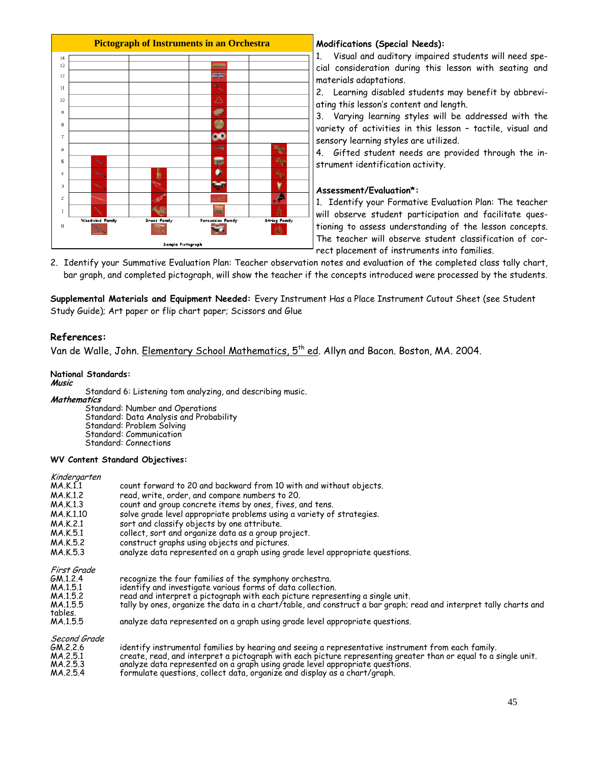**Pictograph of Instruments in an Orchestra**

14
13
12
11
10
9
8
7
6
5
4
3
2
1
0

Woodwind Family
Brass Family
Percussion Family
String Family

Sample Pictograph

**Modifications (Special Needs):**

1. Visual and auditory impaired students will need special consideration during this lesson with seating and materials adaptations.
2. Learning disabled students may benefit by abbreviating this lesson's content and length.
3. Varying learning styles will be addressed with the variety of activities in this lesson – tactile, visual and sensory learning styles are utilized.
4. Gifted student needs are provided through the instrument identification activity.

**Assessment/Evaluation*:**

1. Identify your Formative Evaluation Plan: The teacher will observe student participation and facilitate questioning to assess understanding of the lesson concepts. The teacher will observe student classification of correct placement of instruments into families.
2. Identify your Summative Evaluation Plan: Teacher observation notes and evaluation of the completed class tally chart, bar graph, and completed pictograph, will show the teacher if the concepts introduced were processed by the students.

**Supplemental Materials and Equipment Needed:** Every Instrument Has a Place Instrument Cutout Sheet (see Student Study Guide); Art paper or flip chart paper; Scissors and Glue

**References:**

Van de Walle, John. Elementary School Mathematics, 5th ed. Allyn and Bacon. Boston, MA. 2004.

**National Standards:**

***Music***

Standard 6: Listening tom analyzing, and describing music.

***Mathematics***

Standard: Number and Operations
Standard: Data Analysis and Probability
Standard: Problem Solving
Standard: Communication
Standard: Connections

**WV Content Standard Objectives:**

*Kindergarten*

| | |
|---|---|
| MA.K.1.1 | count forward to 20 and backward from 10 with and without objects. |
| MA.K.1.2 | read, write, order, and compare numbers to 20. |
| MA.K.1.3 | count and group concrete items by ones, fives, and tens. |
| MA.K.1.10 | solve grade level appropriate problems using a variety of strategies. |
| MA.K.2.1 | sort and classify objects by one attribute. |
| MA.K.5.1 | collect, sort and organize data as a group project. |
| MA.K.5.2 | construct graphs using objects and pictures. |
| MA.K.5.3 | analyze data represented on a graph using grade level appropriate questions. |

*First Grade*

| | |
|---|---|
| GM.1.2.4 | recognize the four families of the symphony orchestra. |
| MA.1.5.1 | identify and investigate various forms of data collection. |
| MA.1.5.2 | read and interpret a pictograph with each picture representing a single unit. |
| MA.1.5.5 | tally by ones, organize the data in a chart/table, and construct a bar graph; read and interpret tally charts and tables. |
| MA.1.5.5 | analyze data represented on a graph using grade level appropriate questions. |

*Second Grade*

| | |
|---|---|
| GM.2.2.6 | identify instrumental families by hearing and seeing a representative instrument from each family. |
| MA.2.5.1 | create, read, and interpret a pictograph with each picture representing greater than or equal to a single unit. |
| MA.2.5.3 | analyze data represented on a graph using grade level appropriate questions. |
| MA.2.5.4 | formulate questions, collect data, organize and display as a chart/graph. |